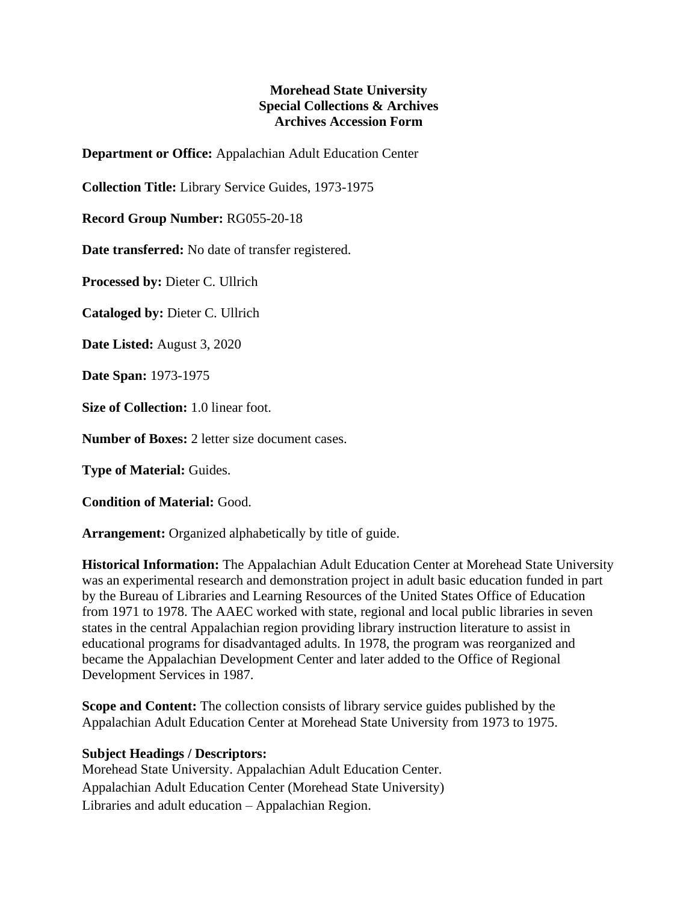**Morehead State University**
**Special Collections & Archives**
**Archives Accession Form**

**Department or Office:** Appalachian Adult Education Center

**Collection Title:** Library Service Guides, 1973-1975

**Record Group Number:** RG055-20-18

**Date transferred:** No date of transfer registered.

**Processed by:** Dieter C. Ullrich

**Cataloged by:** Dieter C. Ullrich

**Date Listed:** August 3, 2020

**Date Span:** 1973-1975

**Size of Collection:** 1.0 linear foot.

**Number of Boxes:** 2 letter size document cases.

**Type of Material:** Guides.

**Condition of Material:** Good.

**Arrangement:** Organized alphabetically by title of guide.

**Historical Information:** The Appalachian Adult Education Center at Morehead State University was an experimental research and demonstration project in adult basic education funded in part by the Bureau of Libraries and Learning Resources of the United States Office of Education from 1971 to 1978. The AAEC worked with state, regional and local public libraries in seven states in the central Appalachian region providing library instruction literature to assist in educational programs for disadvantaged adults. In 1978, the program was reorganized and became the Appalachian Development Center and later added to the Office of Regional Development Services in 1987.

**Scope and Content:** The collection consists of library service guides published by the Appalachian Adult Education Center at Morehead State University from 1973 to 1975.

**Subject Headings / Descriptors:**

Morehead State University. Appalachian Adult Education Center.

Appalachian Adult Education Center (Morehead State University)

Libraries and adult education – Appalachian Region.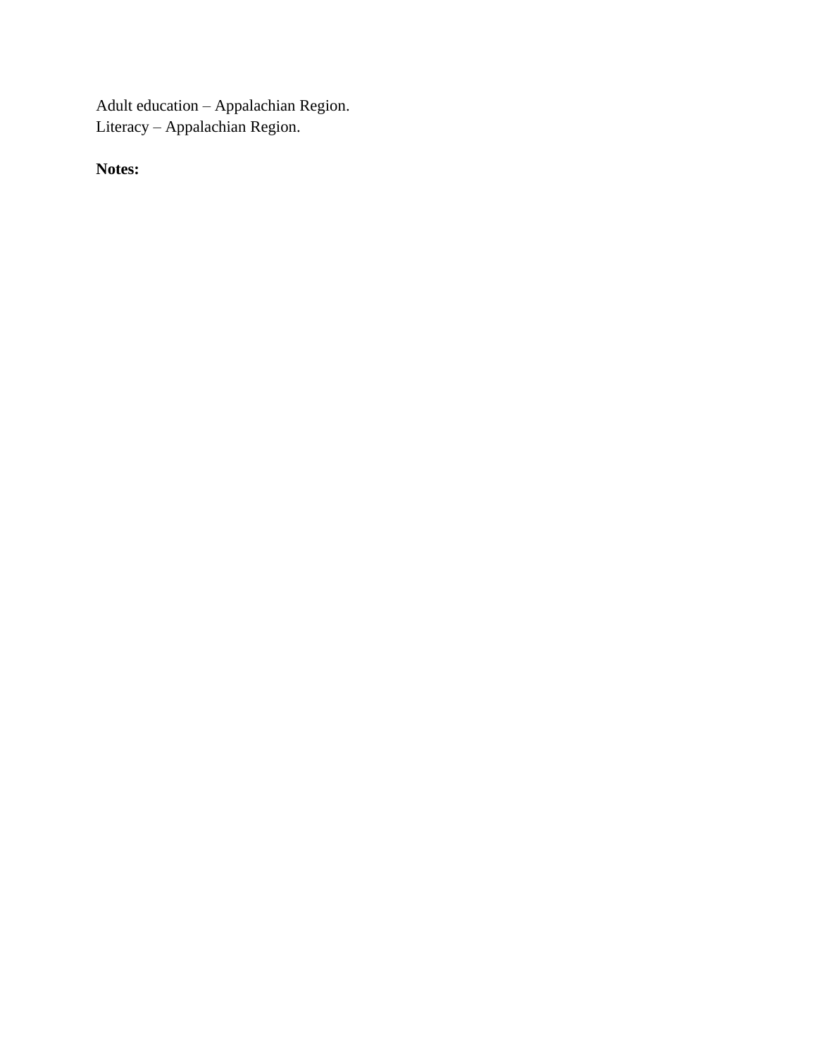Adult education – Appalachian Region.
Literacy – Appalachian Region.

**Notes:**